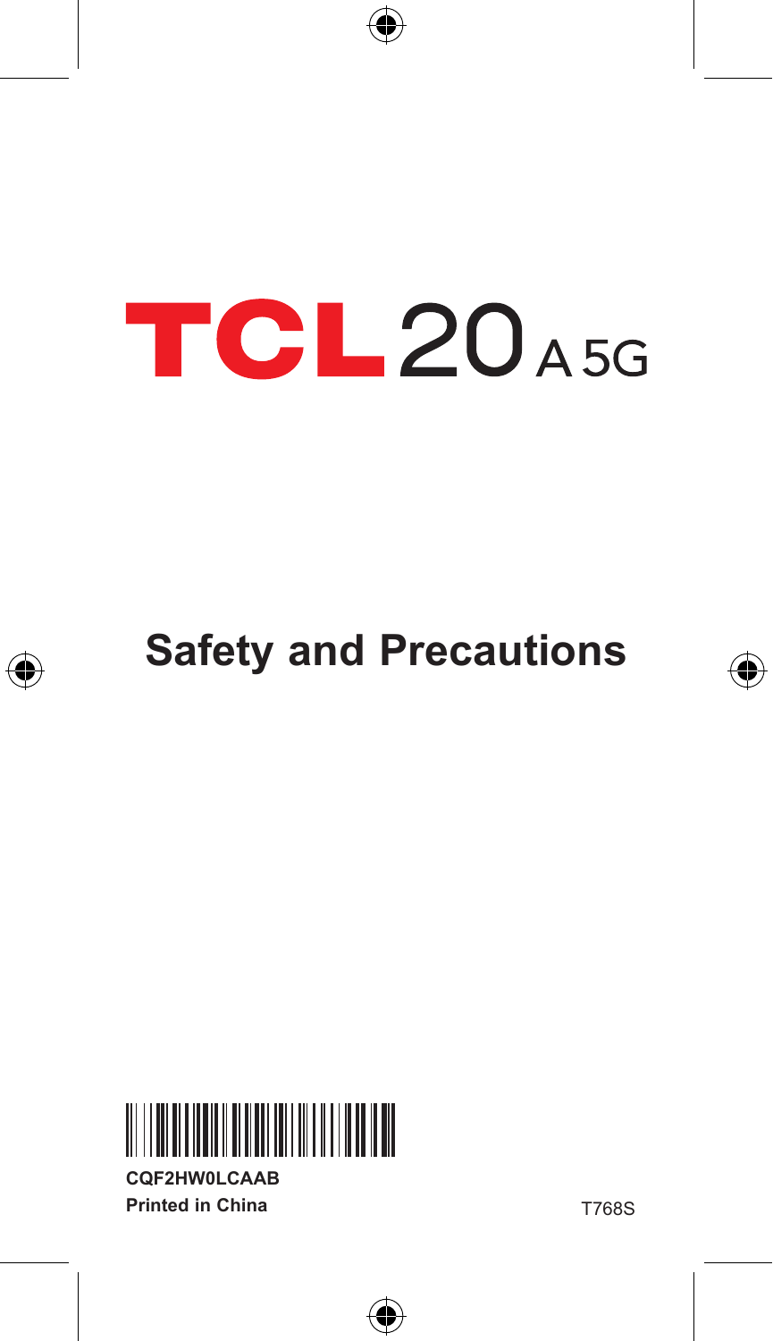# TCL 20 A 5G

## Safety and Precautions

CQF2HW0LCAAB

**Printed in China**

T768S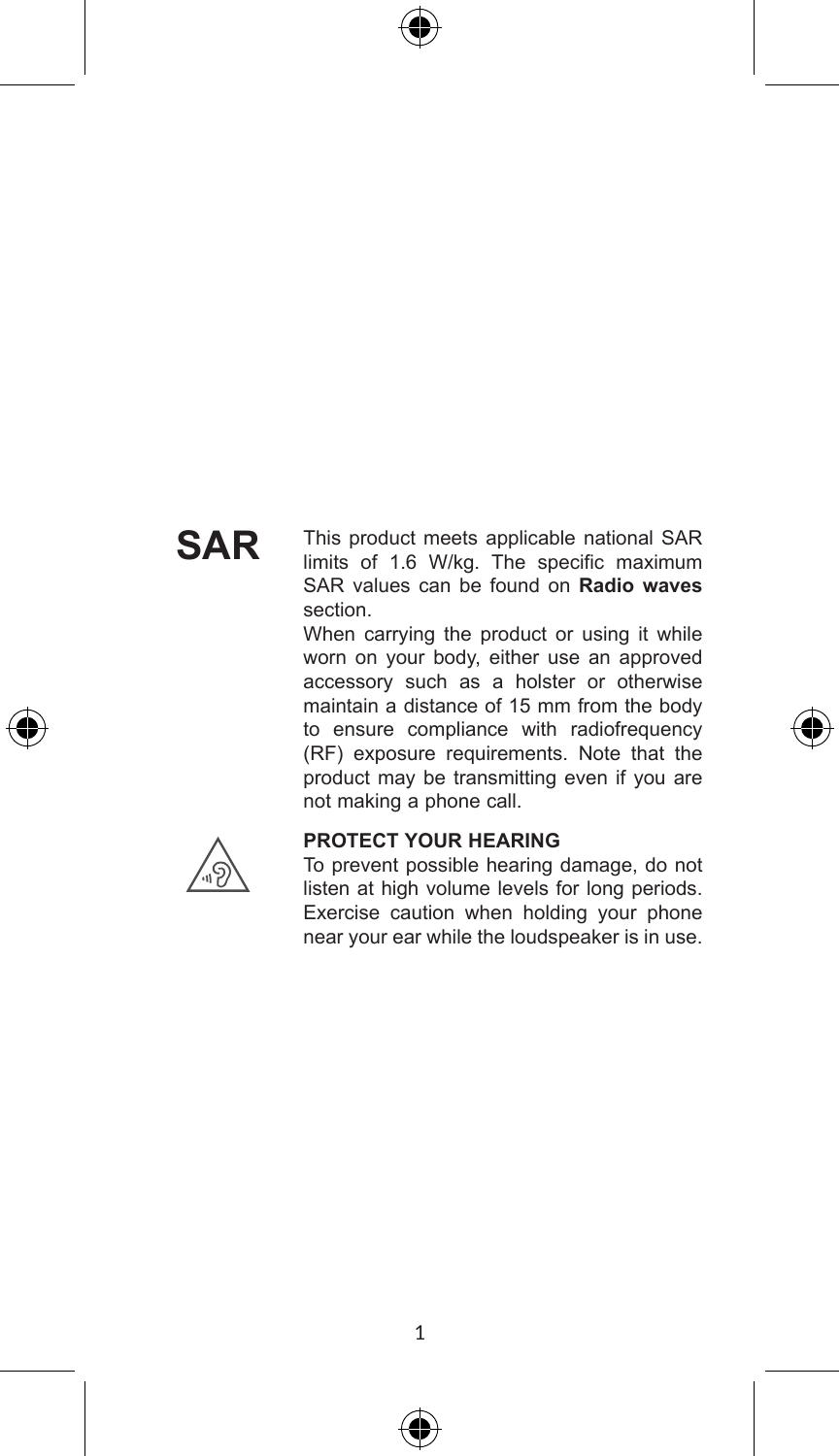## SAR

This product meets applicable national SAR limits of 1.6 W/kg. The specific maximum SAR values can be found on **Radio waves** section.

When carrying the product or using it while worn on your body, either use an approved accessory such as a holster or otherwise maintain a distance of 15 mm from the body to ensure compliance with radiofrequency (RF) exposure requirements. Note that the product may be transmitting even if you are not making a phone call.

**PROTECT YOUR HEARING**

To prevent possible hearing damage, do not listen at high volume levels for long periods. Exercise caution when holding your phone near your ear while the loudspeaker is in use.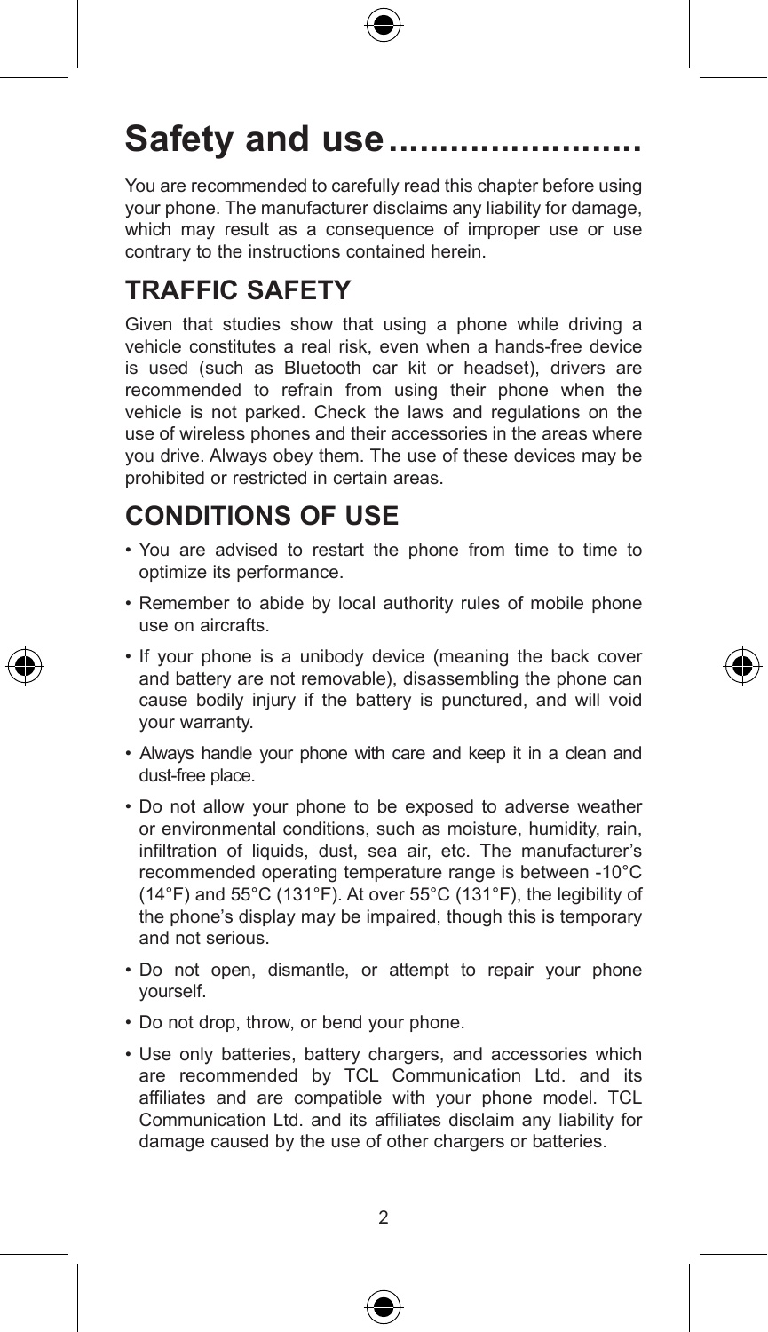# Safety and use........................

You are recommended to carefully read this chapter before using your phone. The manufacturer disclaims any liability for damage, which may result as a consequence of improper use or use contrary to the instructions contained herein.

## TRAFFIC SAFETY

Given that studies show that using a phone while driving a vehicle constitutes a real risk, even when a hands-free device is used (such as Bluetooth car kit or headset), drivers are recommended to refrain from using their phone when the vehicle is not parked. Check the laws and regulations on the use of wireless phones and their accessories in the areas where you drive. Always obey them. The use of these devices may be prohibited or restricted in certain areas.

## CONDITIONS OF USE

- You are advised to restart the phone from time to time to optimize its performance.
- Remember to abide by local authority rules of mobile phone use on aircrafts.
- If your phone is a unibody device (meaning the back cover and battery are not removable), disassembling the phone can cause bodily injury if the battery is punctured, and will void your warranty.
- Always handle your phone with care and keep it in a clean and dust-free place.
- Do not allow your phone to be exposed to adverse weather or environmental conditions, such as moisture, humidity, rain, infiltration of liquids, dust, sea air, etc. The manufacturer's recommended operating temperature range is between -10°C (14°F) and 55°C (131°F). At over 55°C (131°F), the legibility of the phone's display may be impaired, though this is temporary and not serious.
- Do not open, dismantle, or attempt to repair your phone yourself.
- Do not drop, throw, or bend your phone.
- Use only batteries, battery chargers, and accessories which are recommended by TCL Communication Ltd. and its affiliates and are compatible with your phone model. TCL Communication Ltd. and its affiliates disclaim any liability for damage caused by the use of other chargers or batteries.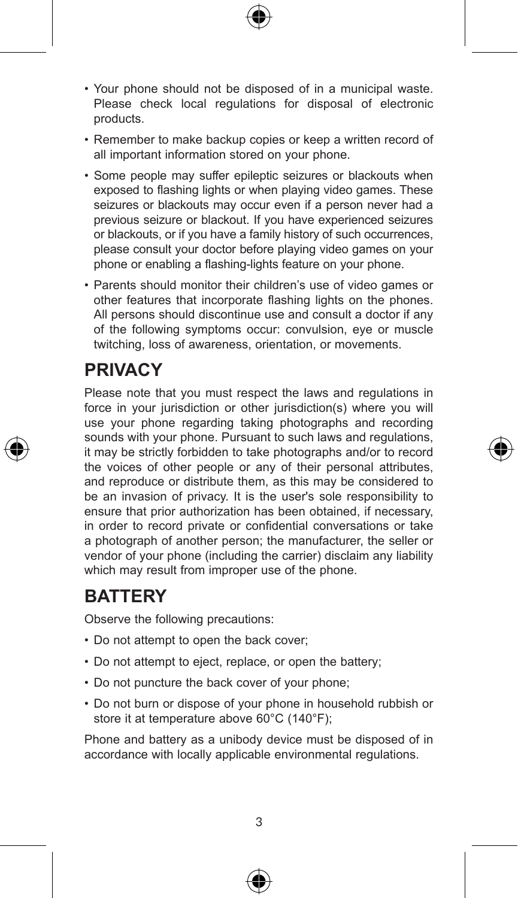- Your phone should not be disposed of in a municipal waste. Please check local regulations for disposal of electronic products.
- Remember to make backup copies or keep a written record of all important information stored on your phone.
- Some people may suffer epileptic seizures or blackouts when exposed to flashing lights or when playing video games. These seizures or blackouts may occur even if a person never had a previous seizure or blackout. If you have experienced seizures or blackouts, or if you have a family history of such occurrences, please consult your doctor before playing video games on your phone or enabling a flashing-lights feature on your phone.
- Parents should monitor their children's use of video games or other features that incorporate flashing lights on the phones. All persons should discontinue use and consult a doctor if any of the following symptoms occur: convulsion, eye or muscle twitching, loss of awareness, orientation, or movements.

## PRIVACY

Please note that you must respect the laws and regulations in force in your jurisdiction or other jurisdiction(s) where you will use your phone regarding taking photographs and recording sounds with your phone. Pursuant to such laws and regulations, it may be strictly forbidden to take photographs and/or to record the voices of other people or any of their personal attributes, and reproduce or distribute them, as this may be considered to be an invasion of privacy. It is the user's sole responsibility to ensure that prior authorization has been obtained, if necessary, in order to record private or confidential conversations or take a photograph of another person; the manufacturer, the seller or vendor of your phone (including the carrier) disclaim any liability which may result from improper use of the phone.

## BATTERY

Observe the following precautions:

- Do not attempt to open the back cover;
- Do not attempt to eject, replace, or open the battery;
- Do not puncture the back cover of your phone;
- Do not burn or dispose of your phone in household rubbish or store it at temperature above 60°C (140°F);

Phone and battery as a unibody device must be disposed of in accordance with locally applicable environmental regulations.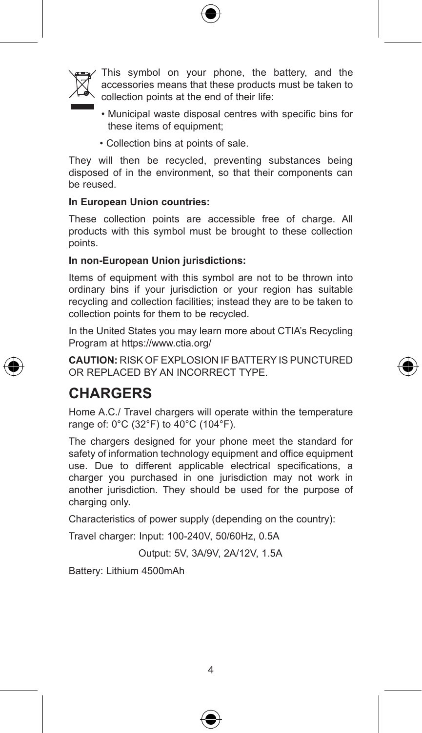This symbol on your phone, the battery, and the accessories means that these products must be taken to collection points at the end of their life:

- Municipal waste disposal centres with specific bins for these items of equipment;
- Collection bins at points of sale.

They will then be recycled, preventing substances being disposed of in the environment, so that their components can be reused.

**In European Union countries:**

These collection points are accessible free of charge. All products with this symbol must be brought to these collection points.

**In non-European Union jurisdictions:**

Items of equipment with this symbol are not to be thrown into ordinary bins if your jurisdiction or your region has suitable recycling and collection facilities; instead they are to be taken to collection points for them to be recycled.

In the United States you may learn more about CTIA's Recycling Program at https://www.ctia.org/

**CAUTION:** RISK OF EXPLOSION IF BATTERY IS PUNCTURED OR REPLACED BY AN INCORRECT TYPE.

## CHARGERS

Home A.C./ Travel chargers will operate within the temperature range of: 0°C (32°F) to 40°C (104°F).

The chargers designed for your phone meet the standard for safety of information technology equipment and office equipment use. Due to different applicable electrical specifications, a charger you purchased in one jurisdiction may not work in another jurisdiction. They should be used for the purpose of charging only.

Characteristics of power supply (depending on the country):

Travel charger: Input: 100-240V, 50/60Hz, 0.5A

Output: 5V, 3A/9V, 2A/12V, 1.5A

Battery: Lithium 4500mAh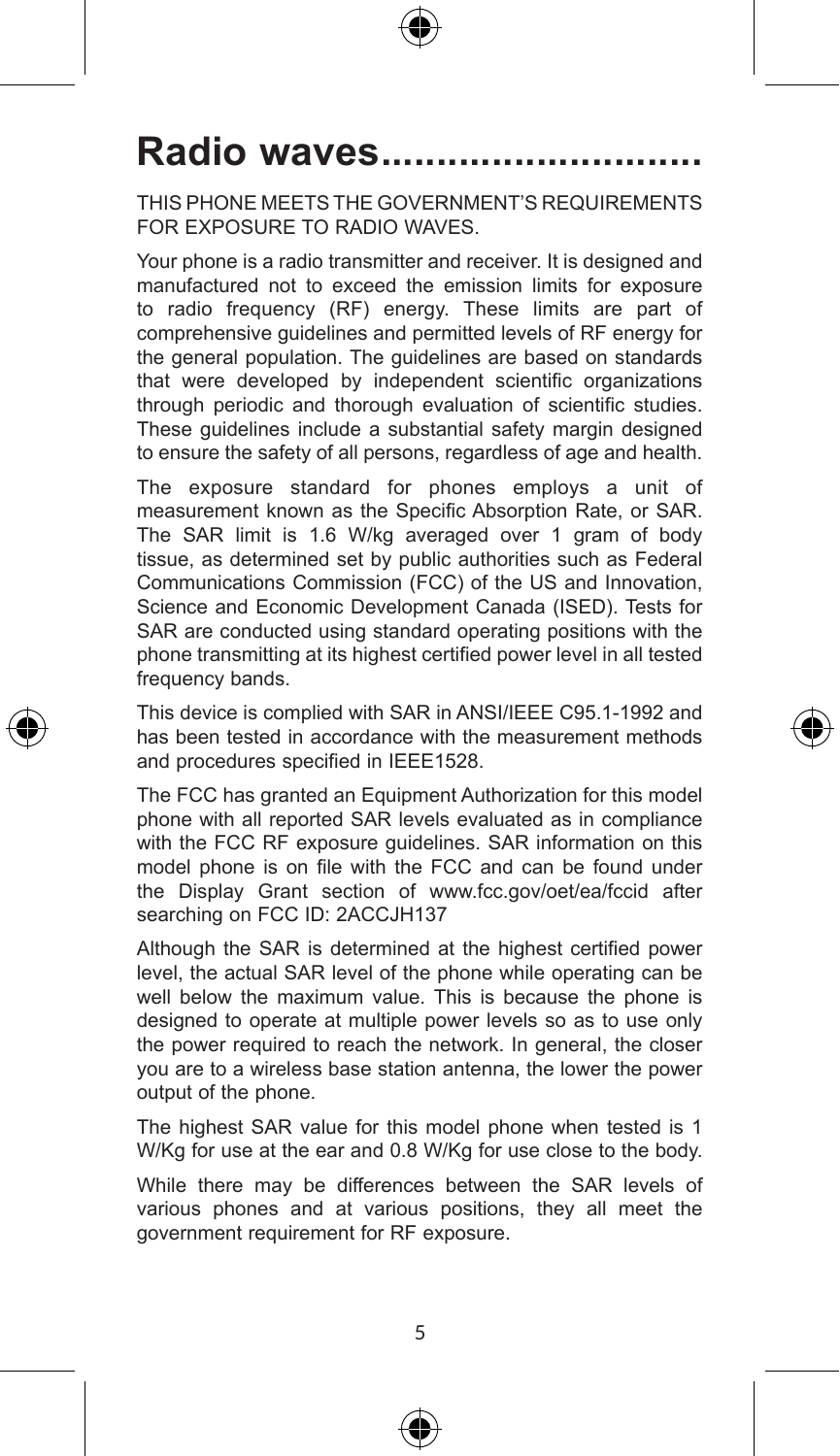# Radio waves............................

THIS PHONE MEETS THE GOVERNMENT'S REQUIREMENTS FOR EXPOSURE TO RADIO WAVES.

Your phone is a radio transmitter and receiver. It is designed and manufactured not to exceed the emission limits for exposure to radio frequency (RF) energy. These limits are part of comprehensive guidelines and permitted levels of RF energy for the general population. The guidelines are based on standards that were developed by independent scientific organizations through periodic and thorough evaluation of scientific studies. These guidelines include a substantial safety margin designed to ensure the safety of all persons, regardless of age and health.

The exposure standard for phones employs a unit of measurement known as the Specific Absorption Rate, or SAR. The SAR limit is 1.6 W/kg averaged over 1 gram of body tissue, as determined set by public authorities such as Federal Communications Commission (FCC) of the US and Innovation, Science and Economic Development Canada (ISED). Tests for SAR are conducted using standard operating positions with the phone transmitting at its highest certified power level in all tested frequency bands.

This device is complied with SAR in ANSI/IEEE C95.1-1992 and has been tested in accordance with the measurement methods and procedures specified in IEEE1528.

The FCC has granted an Equipment Authorization for this model phone with all reported SAR levels evaluated as in compliance with the FCC RF exposure guidelines. SAR information on this model phone is on file with the FCC and can be found under the Display Grant section of www.fcc.gov/oet/ea/fccid after searching on FCC ID: 2ACCJH137

Although the SAR is determined at the highest certified power level, the actual SAR level of the phone while operating can be well below the maximum value. This is because the phone is designed to operate at multiple power levels so as to use only the power required to reach the network. In general, the closer you are to a wireless base station antenna, the lower the power output of the phone.

The highest SAR value for this model phone when tested is 1 W/Kg for use at the ear and 0.8 W/Kg for use close to the body.

While there may be differences between the SAR levels of various phones and at various positions, they all meet the government requirement for RF exposure.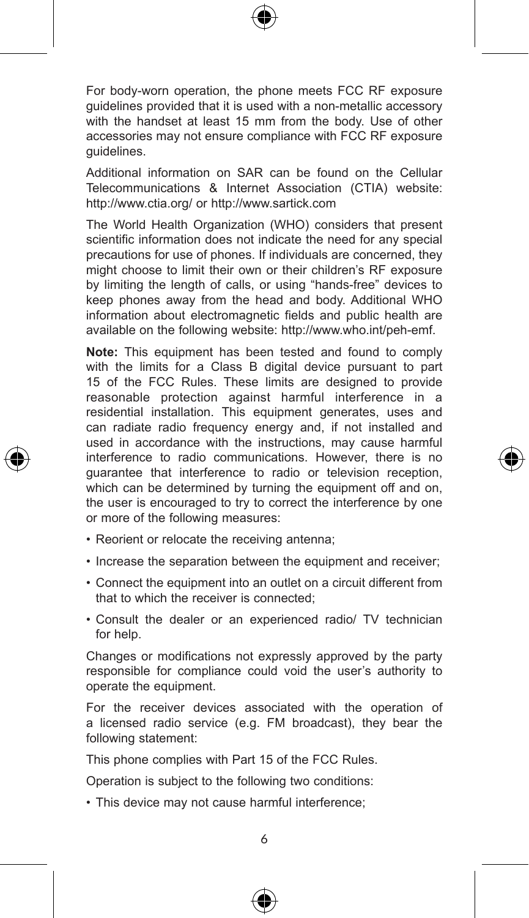For body-worn operation, the phone meets FCC RF exposure guidelines provided that it is used with a non-metallic accessory with the handset at least 15 mm from the body. Use of other accessories may not ensure compliance with FCC RF exposure guidelines.

Additional information on SAR can be found on the Cellular Telecommunications & Internet Association (CTIA) website: http://www.ctia.org/ or http://www.sartick.com

The World Health Organization (WHO) considers that present scientific information does not indicate the need for any special precautions for use of phones. If individuals are concerned, they might choose to limit their own or their children's RF exposure by limiting the length of calls, or using "hands-free" devices to keep phones away from the head and body. Additional WHO information about electromagnetic fields and public health are available on the following website: http://www.who.int/peh-emf.

**Note:** This equipment has been tested and found to comply with the limits for a Class B digital device pursuant to part 15 of the FCC Rules. These limits are designed to provide reasonable protection against harmful interference in a residential installation. This equipment generates, uses and can radiate radio frequency energy and, if not installed and used in accordance with the instructions, may cause harmful interference to radio communications. However, there is no guarantee that interference to radio or television reception, which can be determined by turning the equipment off and on, the user is encouraged to try to correct the interference by one or more of the following measures:

- Reorient or relocate the receiving antenna;
- Increase the separation between the equipment and receiver;
- Connect the equipment into an outlet on a circuit different from that to which the receiver is connected;
- Consult the dealer or an experienced radio/ TV technician for help.

Changes or modifications not expressly approved by the party responsible for compliance could void the user's authority to operate the equipment.

For the receiver devices associated with the operation of a licensed radio service (e.g. FM broadcast), they bear the following statement:

This phone complies with Part 15 of the FCC Rules.

Operation is subject to the following two conditions:

- This device may not cause harmful interference;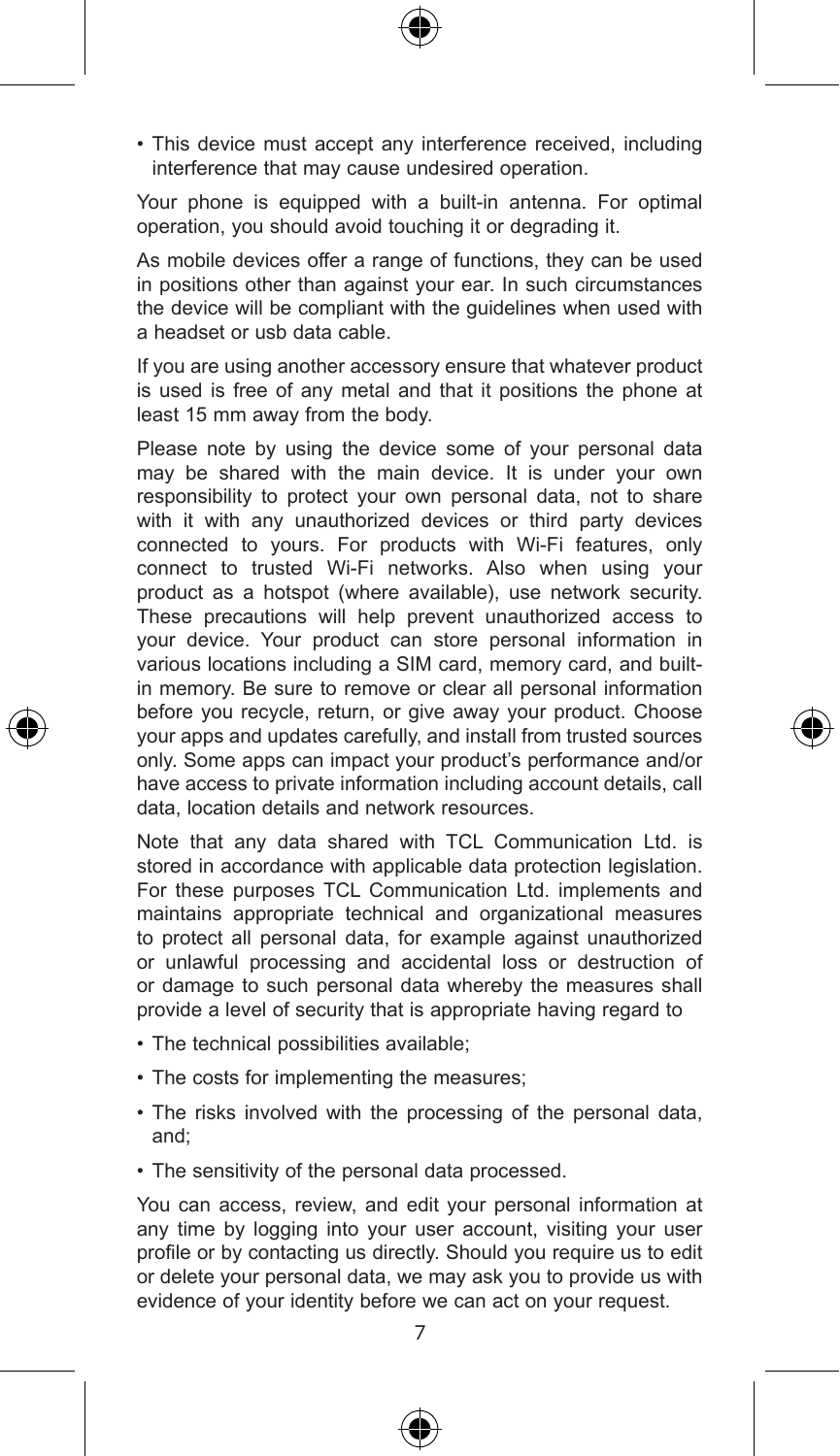- This device must accept any interference received, including interference that may cause undesired operation.

Your phone is equipped with a built-in antenna. For optimal operation, you should avoid touching it or degrading it.

As mobile devices offer a range of functions, they can be used in positions other than against your ear. In such circumstances the device will be compliant with the guidelines when used with a headset or usb data cable.

If you are using another accessory ensure that whatever product is used is free of any metal and that it positions the phone at least 15 mm away from the body.

Please note by using the device some of your personal data may be shared with the main device. It is under your own responsibility to protect your own personal data, not to share with it with any unauthorized devices or third party devices connected to yours. For products with Wi-Fi features, only connect to trusted Wi-Fi networks. Also when using your product as a hotspot (where available), use network security. These precautions will help prevent unauthorized access to your device. Your product can store personal information in various locations including a SIM card, memory card, and built-in memory. Be sure to remove or clear all personal information before you recycle, return, or give away your product. Choose your apps and updates carefully, and install from trusted sources only. Some apps can impact your product's performance and/or have access to private information including account details, call data, location details and network resources.

Note that any data shared with TCL Communication Ltd. is stored in accordance with applicable data protection legislation. For these purposes TCL Communication Ltd. implements and maintains appropriate technical and organizational measures to protect all personal data, for example against unauthorized or unlawful processing and accidental loss or destruction of or damage to such personal data whereby the measures shall provide a level of security that is appropriate having regard to

- The technical possibilities available;
- The costs for implementing the measures;
- The risks involved with the processing of the personal data, and;
- The sensitivity of the personal data processed.

You can access, review, and edit your personal information at any time by logging into your user account, visiting your user profile or by contacting us directly. Should you require us to edit or delete your personal data, we may ask you to provide us with evidence of your identity before we can act on your request.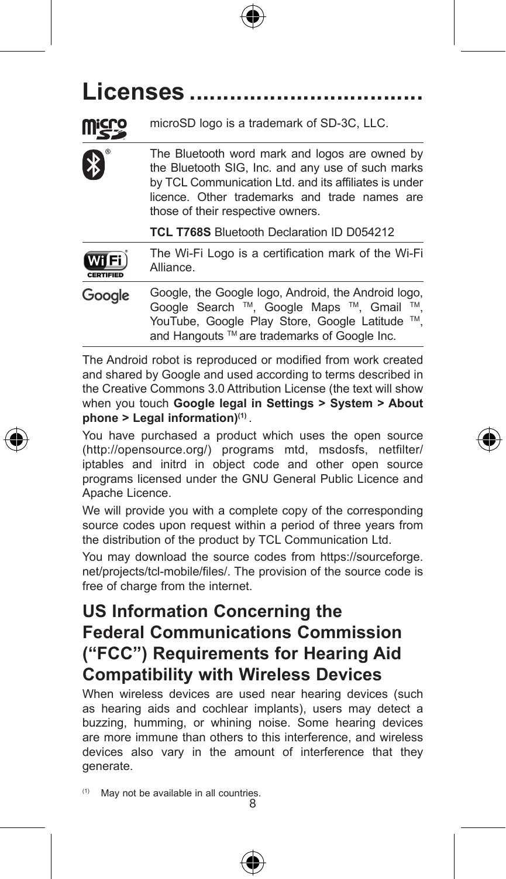# Licenses ..................................

| | |
|---|---|
| micro SD | microSD logo is a trademark of SD-3C, LLC. |
| Bluetooth® | The Bluetooth word mark and logos are owned by the Bluetooth SIG, Inc. and any use of such marks by TCL Communication Ltd. and its affiliates is under licence. Other trademarks and trade names are those of their respective owners.<br><br>**TCL T768S** Bluetooth Declaration ID D054212 |
| Wi-Fi CERTIFIED | The Wi-Fi Logo is a certification mark of the Wi-Fi Alliance. |
| Google | Google, the Google logo, Android, the Android logo, Google Search ™, Google Maps ™, Gmail ™, YouTube, Google Play Store, Google Latitude ™, and Hangouts ™ are trademarks of Google Inc. |

The Android robot is reproduced or modified from work created and shared by Google and used according to terms described in the Creative Commons 3.0 Attribution License (the text will show when you touch **Google legal in Settings > System > About phone > Legal information)**[(1)] .

You have purchased a product which uses the open source (http://opensource.org/) programs mtd, msdosfs, netfilter/iptables and initrd in object code and other open source programs licensed under the GNU General Public Licence and Apache Licence.

We will provide you with a complete copy of the corresponding source codes upon request within a period of three years from the distribution of the product by TCL Communication Ltd.

You may download the source codes from https://sourceforge.net/projects/tcl-mobile/files/. The provision of the source code is free of charge from the internet.

## US Information Concerning the Federal Communications Commission ("FCC") Requirements for Hearing Aid Compatibility with Wireless Devices

When wireless devices are used near hearing devices (such as hearing aids and cochlear implants), users may detect a buzzing, humming, or whining noise. Some hearing devices are more immune than others to this interference, and wireless devices also vary in the amount of interference that they generate.

(1) May not be available in all countries.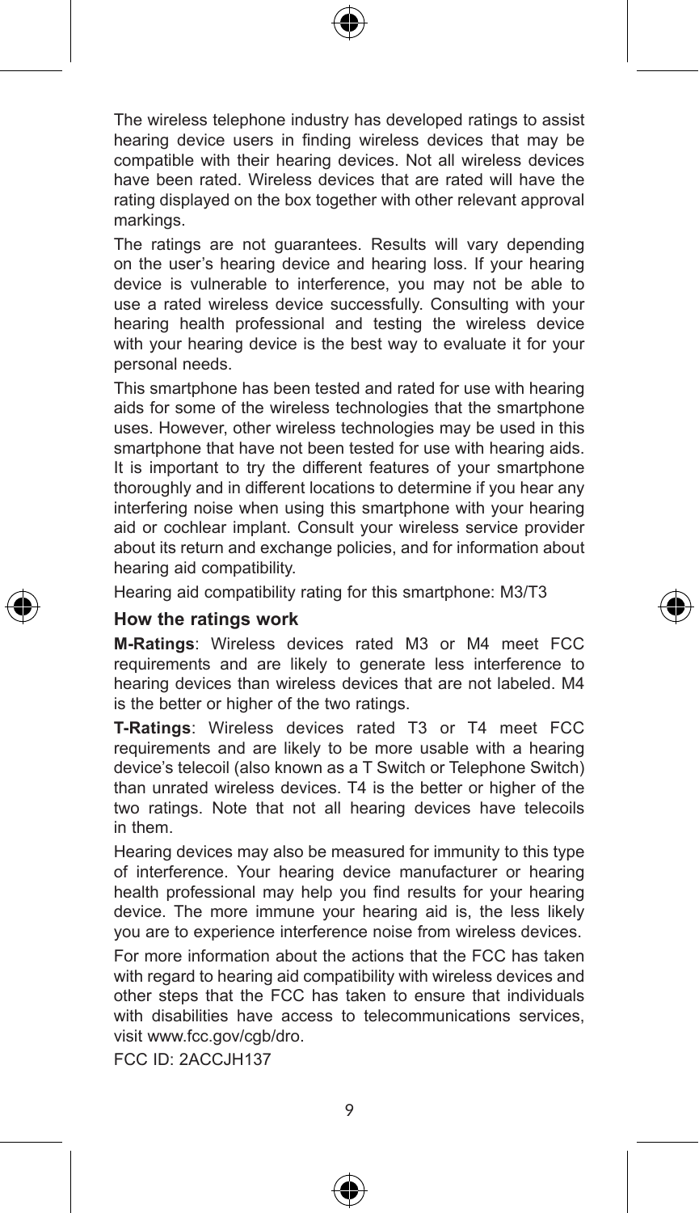The wireless telephone industry has developed ratings to assist hearing device users in finding wireless devices that may be compatible with their hearing devices. Not all wireless devices have been rated. Wireless devices that are rated will have the rating displayed on the box together with other relevant approval markings.

The ratings are not guarantees. Results will vary depending on the user's hearing device and hearing loss. If your hearing device is vulnerable to interference, you may not be able to use a rated wireless device successfully. Consulting with your hearing health professional and testing the wireless device with your hearing device is the best way to evaluate it for your personal needs.

This smartphone has been tested and rated for use with hearing aids for some of the wireless technologies that the smartphone uses. However, other wireless technologies may be used in this smartphone that have not been tested for use with hearing aids. It is important to try the different features of your smartphone thoroughly and in different locations to determine if you hear any interfering noise when using this smartphone with your hearing aid or cochlear implant. Consult your wireless service provider about its return and exchange policies, and for information about hearing aid compatibility.

Hearing aid compatibility rating for this smartphone: M3/T3

### How the ratings work

**M-Ratings**: Wireless devices rated M3 or M4 meet FCC requirements and are likely to generate less interference to hearing devices than wireless devices that are not labeled. M4 is the better or higher of the two ratings.

**T-Ratings**: Wireless devices rated T3 or T4 meet FCC requirements and are likely to be more usable with a hearing device's telecoil (also known as a T Switch or Telephone Switch) than unrated wireless devices. T4 is the better or higher of the two ratings. Note that not all hearing devices have telecoils in them.

Hearing devices may also be measured for immunity to this type of interference. Your hearing device manufacturer or hearing health professional may help you find results for your hearing device. The more immune your hearing aid is, the less likely you are to experience interference noise from wireless devices.

For more information about the actions that the FCC has taken with regard to hearing aid compatibility with wireless devices and other steps that the FCC has taken to ensure that individuals with disabilities have access to telecommunications services, visit www.fcc.gov/cgb/dro.

FCC ID: 2ACCJH137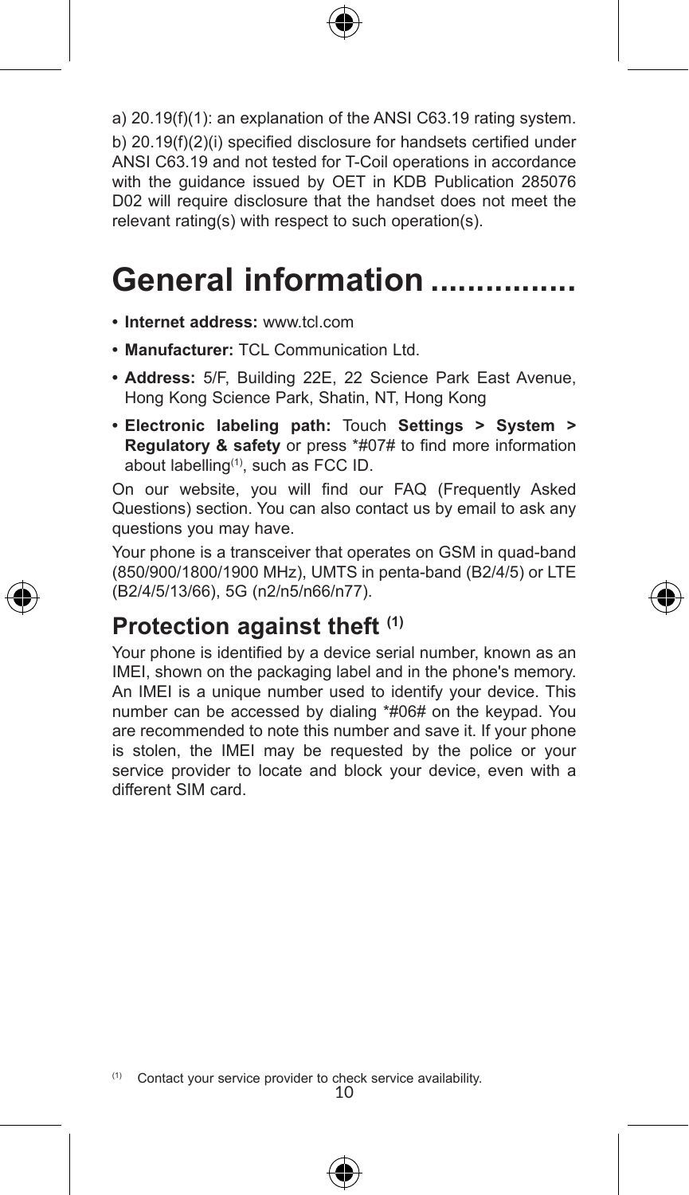a) 20.19(f)(1): an explanation of the ANSI C63.19 rating system.

b) 20.19(f)(2)(i) specified disclosure for handsets certified under ANSI C63.19 and not tested for T-Coil operations in accordance with the guidance issued by OET in KDB Publication 285076 D02 will require disclosure that the handset does not meet the relevant rating(s) with respect to such operation(s).

# General information ................

- **Internet address:** www.tcl.com
- **Manufacturer:** TCL Communication Ltd.
- **Address:** 5/F, Building 22E, 22 Science Park East Avenue, Hong Kong Science Park, Shatin, NT, Hong Kong
- **Electronic labeling path:** Touch **Settings > System > Regulatory & safety** or press *#07# to find more information about labelling[(1)], such as FCC ID.

On our website, you will find our FAQ (Frequently Asked Questions) section. You can also contact us by email to ask any questions you may have.

Your phone is a transceiver that operates on GSM in quad-band (850/900/1800/1900 MHz), UMTS in penta-band (B2/4/5) or LTE (B2/4/5/13/66), 5G (n2/n5/n66/n77).

## Protection against theft [(1)]

Your phone is identified by a device serial number, known as an IMEI, shown on the packaging label and in the phone's memory. An IMEI is a unique number used to identify your device. This number can be accessed by dialing *#06# on the keypad. You are recommended to note this number and save it. If your phone is stolen, the IMEI may be requested by the police or your service provider to locate and block your device, even with a different SIM card.

(1) Contact your service provider to check service availability.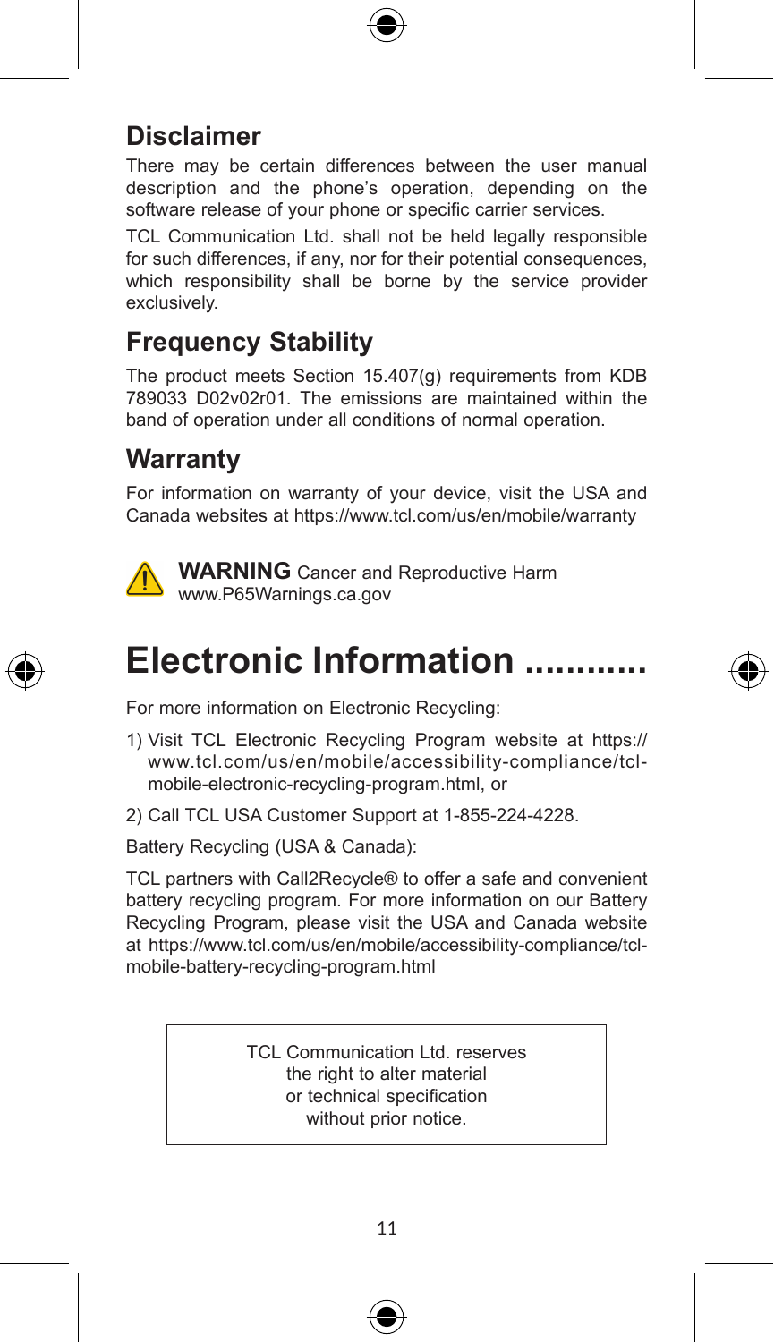## Disclaimer

There may be certain differences between the user manual description and the phone's operation, depending on the software release of your phone or specific carrier services.

TCL Communication Ltd. shall not be held legally responsible for such differences, if any, nor for their potential consequences, which responsibility shall be borne by the service provider exclusively.

## Frequency Stability

The product meets Section 15.407(g) requirements from KDB 789033 D02v02r01. The emissions are maintained within the band of operation under all conditions of normal operation.

## Warranty

For information on warranty of your device, visit the USA and Canada websites at https://www.tcl.com/us/en/mobile/warranty

**WARNING** Cancer and Reproductive Harm
www.P65Warnings.ca.gov

# Electronic Information ............

For more information on Electronic Recycling:

1) Visit TCL Electronic Recycling Program website at https://www.tcl.com/us/en/mobile/accessibility-compliance/tcl-mobile-electronic-recycling-program.html, or

2) Call TCL USA Customer Support at 1-855-224-4228.

Battery Recycling (USA & Canada):

TCL partners with Call2Recycle® to offer a safe and convenient battery recycling program. For more information on our Battery Recycling Program, please visit the USA and Canada website at https://www.tcl.com/us/en/mobile/accessibility-compliance/tcl-mobile-battery-recycling-program.html

TCL Communication Ltd. reserves the right to alter material or technical specification without prior notice.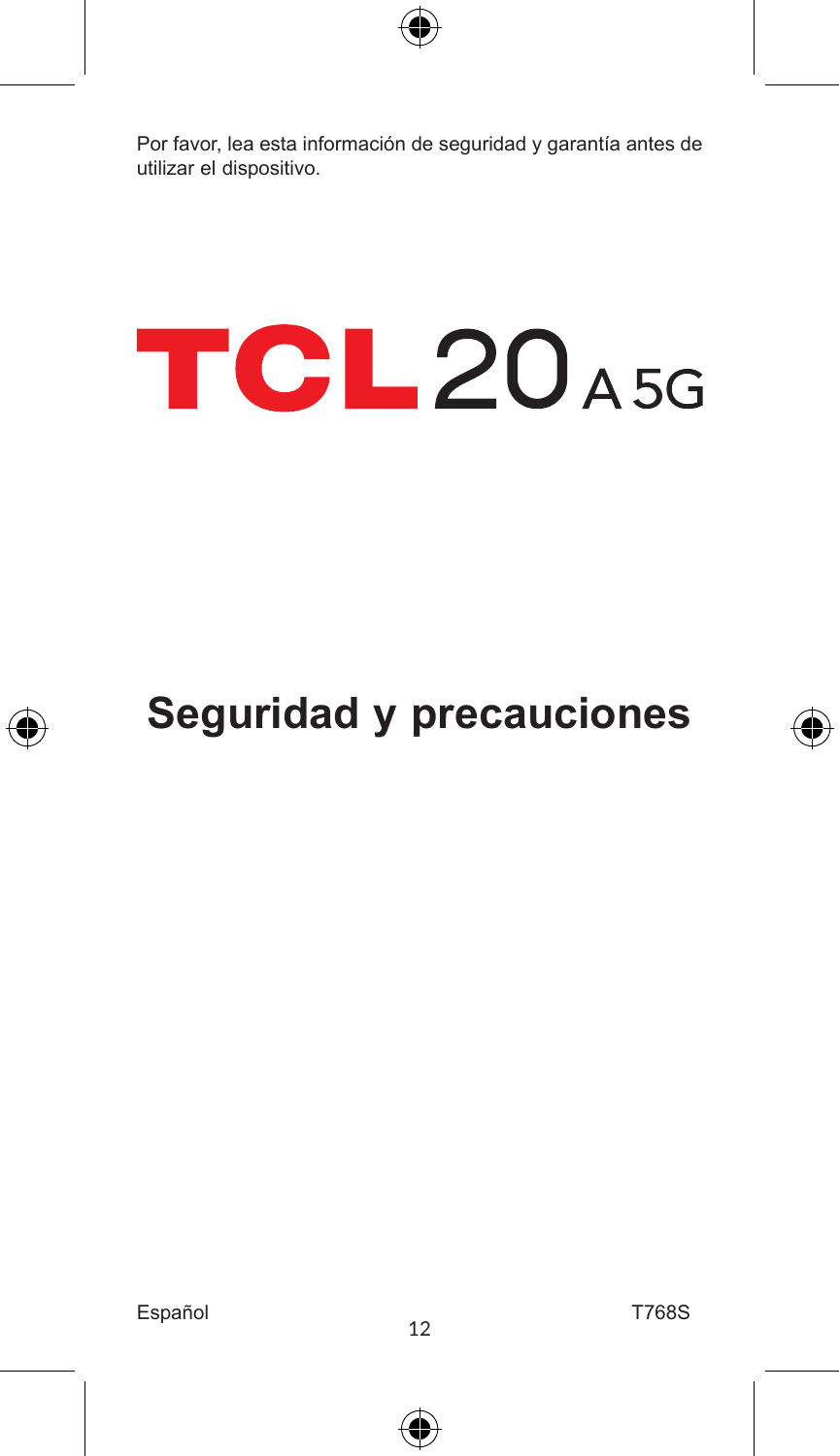Por favor, lea esta información de seguridad y garantía antes de utilizar el dispositivo.

# TCL 20 A 5G

# Seguridad y precauciones

Español

T768S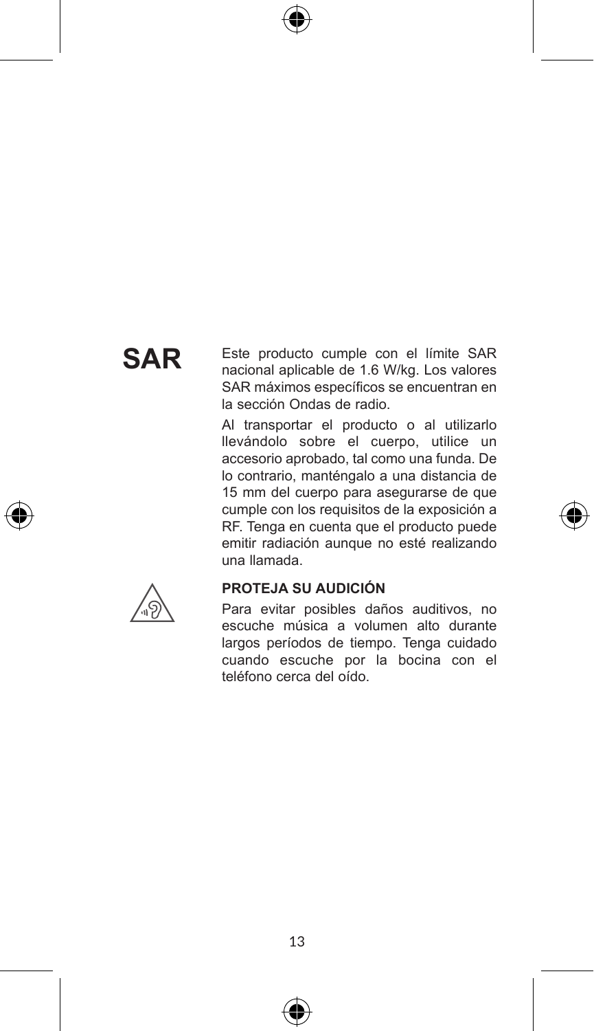## SAR

Este producto cumple con el límite SAR nacional aplicable de 1.6 W/kg. Los valores SAR máximos específicos se encuentran en la sección Ondas de radio.

Al transportar el producto o al utilizarlo llevándolo sobre el cuerpo, utilice un accesorio aprobado, tal como una funda. De lo contrario, manténgalo a una distancia de 15 mm del cuerpo para asegurarse de que cumple con los requisitos de la exposición a RF. Tenga en cuenta que el producto puede emitir radiación aunque no esté realizando una llamada.

**PROTEJA SU AUDICIÓN**

Para evitar posibles daños auditivos, no escuche música a volumen alto durante largos períodos de tiempo. Tenga cuidado cuando escuche por la bocina con el teléfono cerca del oído.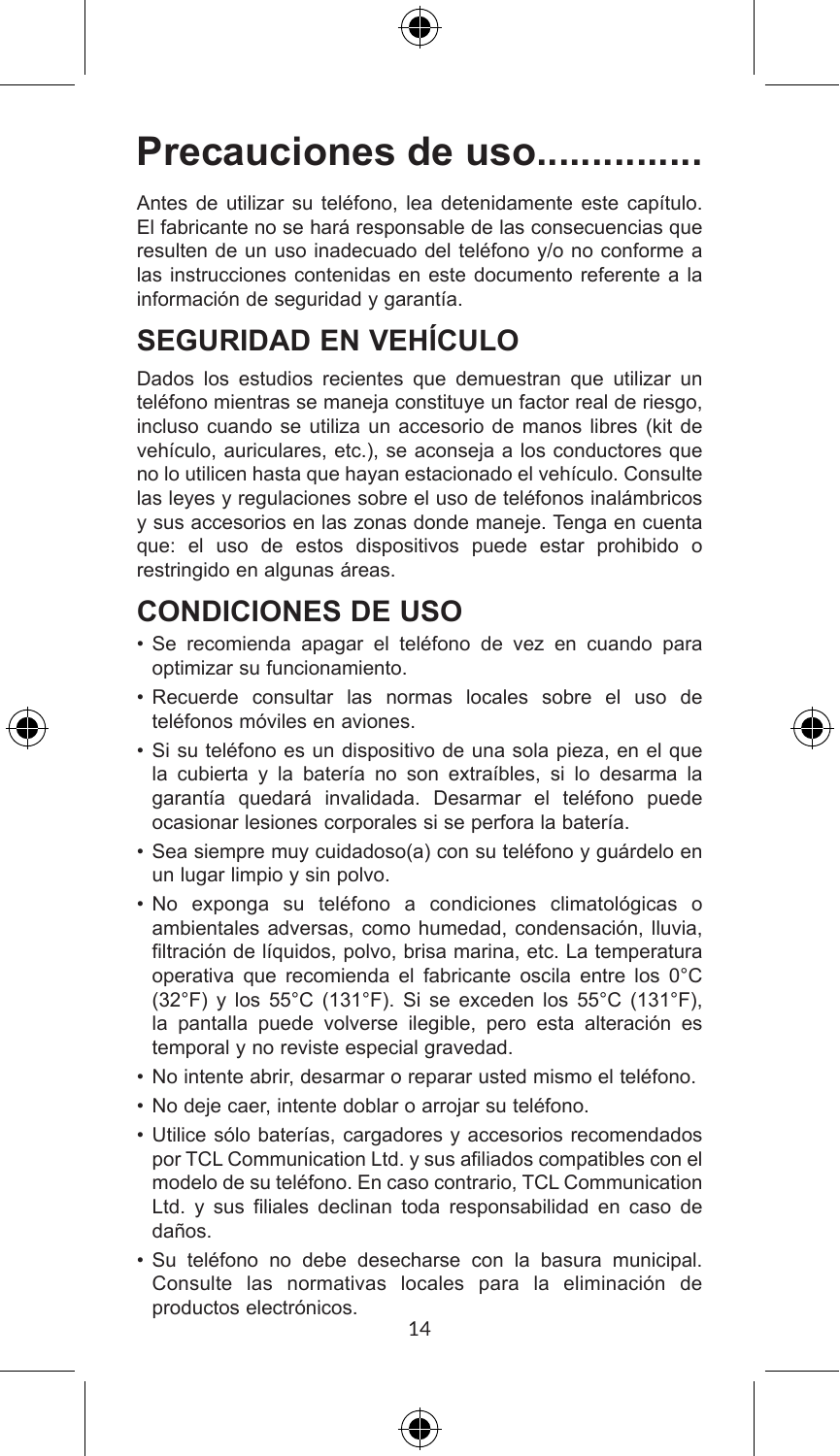# Precauciones de uso..............

Antes de utilizar su teléfono, lea detenidamente este capítulo. El fabricante no se hará responsable de las consecuencias que resulten de un uso inadecuado del teléfono y/o no conforme a las instrucciones contenidas en este documento referente a la información de seguridad y garantía.

## SEGURIDAD EN VEHÍCULO

Dados los estudios recientes que demuestran que utilizar un teléfono mientras se maneja constituye un factor real de riesgo, incluso cuando se utiliza un accesorio de manos libres (kit de vehículo, auriculares, etc.), se aconseja a los conductores que no lo utilicen hasta que hayan estacionado el vehículo. Consulte las leyes y regulaciones sobre el uso de teléfonos inalámbricos y sus accesorios en las zonas donde maneje. Tenga en cuenta que: el uso de estos dispositivos puede estar prohibido o restringido en algunas áreas.

## CONDICIONES DE USO

- Se recomienda apagar el teléfono de vez en cuando para optimizar su funcionamiento.
- Recuerde consultar las normas locales sobre el uso de teléfonos móviles en aviones.
- Si su teléfono es un dispositivo de una sola pieza, en el que la cubierta y la batería no son extraíbles, si lo desarma la garantía quedará invalidada. Desarmar el teléfono puede ocasionar lesiones corporales si se perfora la batería.
- Sea siempre muy cuidadoso(a) con su teléfono y guárdelo en un lugar limpio y sin polvo.
- No exponga su teléfono a condiciones climatológicas o ambientales adversas, como humedad, condensación, lluvia, filtración de líquidos, polvo, brisa marina, etc. La temperatura operativa que recomienda el fabricante oscila entre los 0°C (32°F) y los 55°C (131°F). Si se exceden los 55°C (131°F), la pantalla puede volverse ilegible, pero esta alteración es temporal y no reviste especial gravedad.
- No intente abrir, desarmar o reparar usted mismo el teléfono.
- No deje caer, intente doblar o arrojar su teléfono.
- Utilice sólo baterías, cargadores y accesorios recomendados por TCL Communication Ltd. y sus afiliados compatibles con el modelo de su teléfono. En caso contrario, TCL Communication Ltd. y sus filiales declinan toda responsabilidad en caso de daños.
- Su teléfono no debe desecharse con la basura municipal. Consulte las normativas locales para la eliminación de productos electrónicos.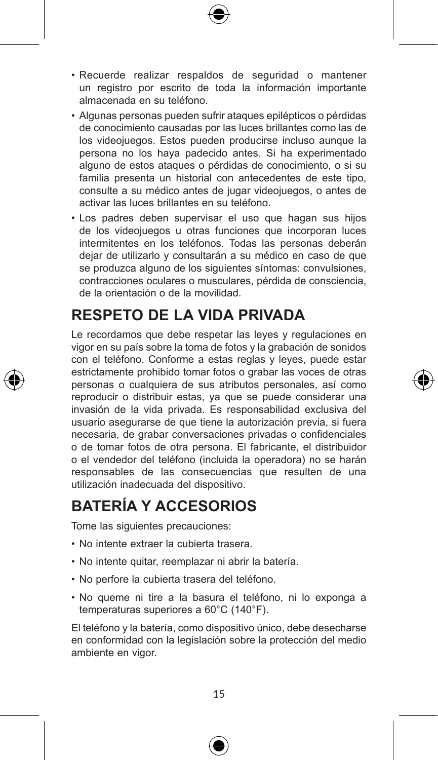- Recuerde realizar respaldos de seguridad o mantener un registro por escrito de toda la información importante almacenada en su teléfono.
- Algunas personas pueden sufrir ataques epilépticos o pérdidas de conocimiento causadas por las luces brillantes como las de los videojuegos. Estos pueden producirse incluso aunque la persona no los haya padecido antes. Si ha experimentado alguno de estos ataques o pérdidas de conocimiento, o si su familia presenta un historial con antecedentes de este tipo, consulte a su médico antes de jugar videojuegos, o antes de activar las luces brillantes en su teléfono.
- Los padres deben supervisar el uso que hagan sus hijos de los videojuegos u otras funciones que incorporan luces intermitentes en los teléfonos. Todas las personas deberán dejar de utilizarlo y consultarán a su médico en caso de que se produzca alguno de los siguientes síntomas: convulsiones, contracciones oculares o musculares, pérdida de consciencia, de la orientación o de la movilidad.

## RESPETO DE LA VIDA PRIVADA

Le recordamos que debe respetar las leyes y regulaciones en vigor en su país sobre la toma de fotos y la grabación de sonidos con el teléfono. Conforme a estas reglas y leyes, puede estar estrictamente prohibido tomar fotos o grabar las voces de otras personas o cualquiera de sus atributos personales, así como reproducir o distribuir estas, ya que se puede considerar una invasión de la vida privada. Es responsabilidad exclusiva del usuario asegurarse de que tiene la autorización previa, si fuera necesaria, de grabar conversaciones privadas o confidenciales o de tomar fotos de otra persona. El fabricante, el distribuidor o el vendedor del teléfono (incluida la operadora) no se harán responsables de las consecuencias que resulten de una utilización inadecuada del dispositivo.

## BATERÍA Y ACCESORIOS

Tome las siguientes precauciones:

- No intente extraer la cubierta trasera.
- No intente quitar, reemplazar ni abrir la batería.
- No perfore la cubierta trasera del teléfono.
- No queme ni tire a la basura el teléfono, ni lo exponga a temperaturas superiores a 60°C (140°F).

El teléfono y la batería, como dispositivo único, debe desecharse en conformidad con la legislación sobre la protección del medio ambiente en vigor.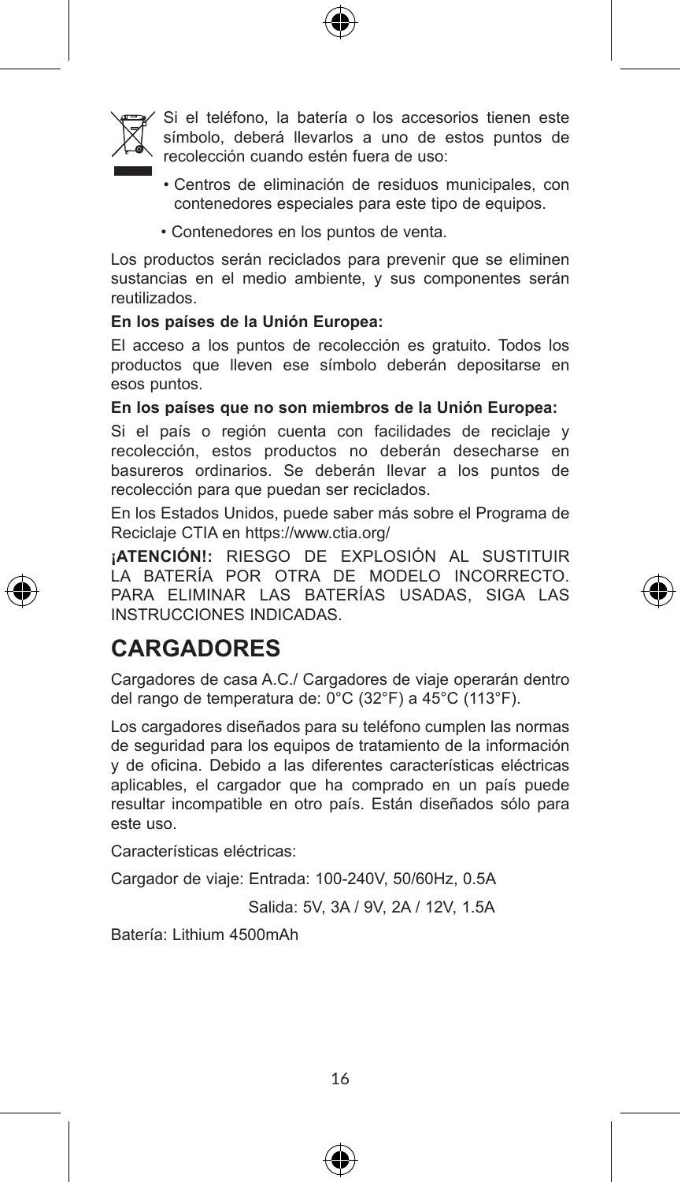Si el teléfono, la batería o los accesorios tienen este símbolo, deberá llevarlos a uno de estos puntos de recolección cuando estén fuera de uso:

- Centros de eliminación de residuos municipales, con contenedores especiales para este tipo de equipos.
- Contenedores en los puntos de venta.

Los productos serán reciclados para prevenir que se eliminen sustancias en el medio ambiente, y sus componentes serán reutilizados.

**En los países de la Unión Europea:**

El acceso a los puntos de recolección es gratuito. Todos los productos que lleven ese símbolo deberán depositarse en esos puntos.

**En los países que no son miembros de la Unión Europea:**

Si el país o región cuenta con facilidades de reciclaje y recolección, estos productos no deberán desecharse en basureros ordinarios. Se deberán llevar a los puntos de recolección para que puedan ser reciclados.

En los Estados Unidos, puede saber más sobre el Programa de Reciclaje CTIA en https://www.ctia.org/

**¡ATENCIÓN!:** RIESGO DE EXPLOSIÓN AL SUSTITUIR LA BATERÍA POR OTRA DE MODELO INCORRECTO. PARA ELIMINAR LAS BATERÍAS USADAS, SIGA LAS INSTRUCCIONES INDICADAS.

# CARGADORES

Cargadores de casa A.C./ Cargadores de viaje operarán dentro del rango de temperatura de: 0°C (32°F) a 45°C (113°F).

Los cargadores diseñados para su teléfono cumplen las normas de seguridad para los equipos de tratamiento de la información y de oficina. Debido a las diferentes características eléctricas aplicables, el cargador que ha comprado en un país puede resultar incompatible en otro país. Están diseñados sólo para este uso.

Características eléctricas:

Cargador de viaje: Entrada: 100-240V, 50/60Hz, 0.5A

Salida: 5V, 3A / 9V, 2A / 12V, 1.5A

Batería: Lithium 4500mAh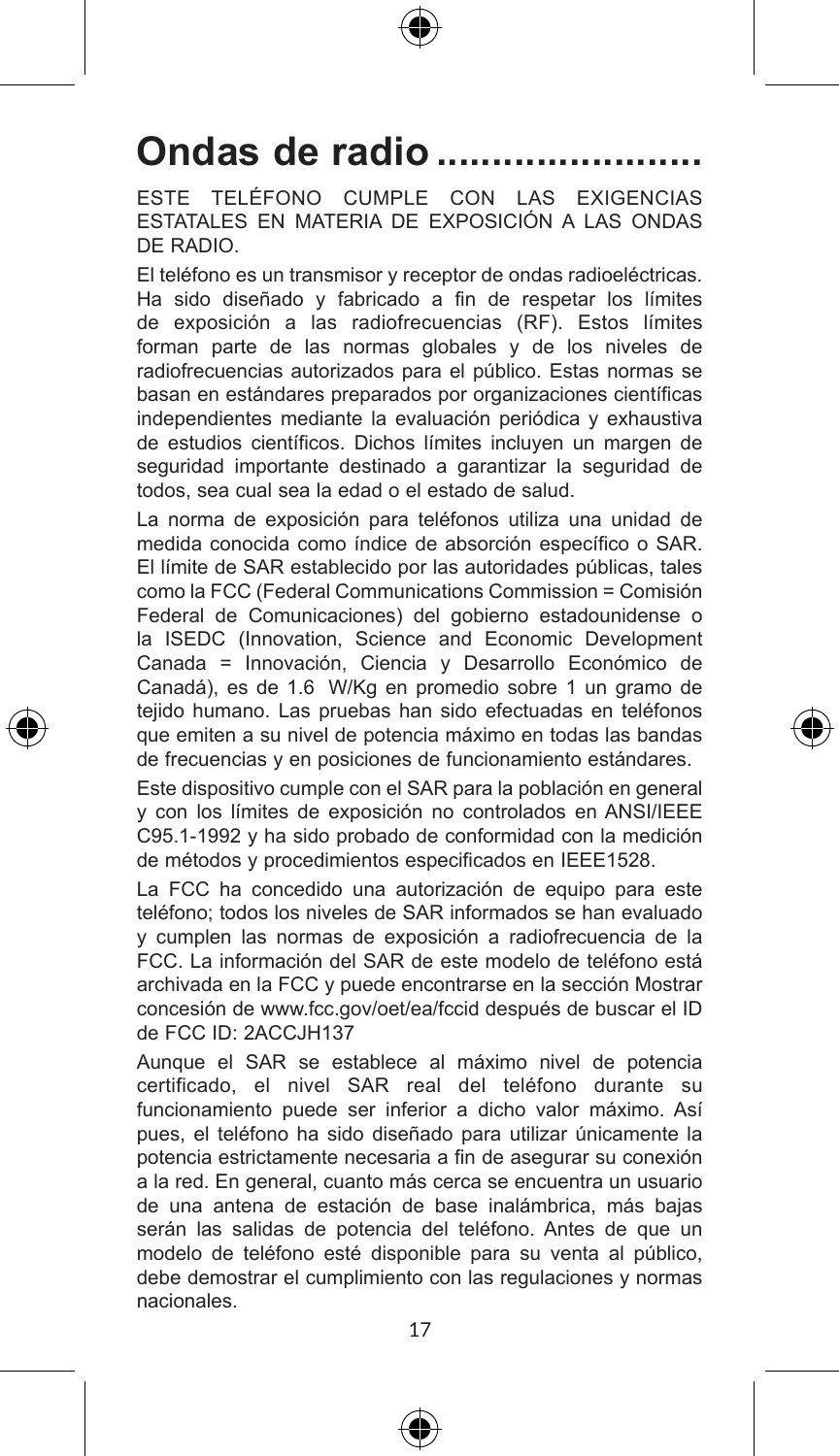# Ondas de radio ........................

ESTE TELÉFONO CUMPLE CON LAS EXIGENCIAS ESTATALES EN MATERIA DE EXPOSICIÓN A LAS ONDAS DE RADIO.

El teléfono es un transmisor y receptor de ondas radioeléctricas. Ha sido diseñado y fabricado a fin de respetar los límites de exposición a las radiofrecuencias (RF). Estos límites forman parte de las normas globales y de los niveles de radiofrecuencias autorizados para el público. Estas normas se basan en estándares preparados por organizaciones científicas independientes mediante la evaluación periódica y exhaustiva de estudios científicos. Dichos límites incluyen un margen de seguridad importante destinado a garantizar la seguridad de todos, sea cual sea la edad o el estado de salud.

La norma de exposición para teléfonos utiliza una unidad de medida conocida como índice de absorción específico o SAR. El límite de SAR establecido por las autoridades públicas, tales como la FCC (Federal Communications Commission = Comisión Federal de Comunicaciones) del gobierno estadounidense o la ISEDC (Innovation, Science and Economic Development Canada = Innovación, Ciencia y Desarrollo Económico de Canadá), es de 1.6 W/Kg en promedio sobre 1 un gramo de tejido humano. Las pruebas han sido efectuadas en teléfonos que emiten a su nivel de potencia máximo en todas las bandas de frecuencias y en posiciones de funcionamiento estándares.

Este dispositivo cumple con el SAR para la población en general y con los límites de exposición no controlados en ANSI/IEEE C95.1-1992 y ha sido probado de conformidad con la medición de métodos y procedimientos especificados en IEEE1528.

La FCC ha concedido una autorización de equipo para este teléfono; todos los niveles de SAR informados se han evaluado y cumplen las normas de exposición a radiofrecuencia de la FCC. La información del SAR de este modelo de teléfono está archivada en la FCC y puede encontrarse en la sección Mostrar concesión de www.fcc.gov/oet/ea/fccid después de buscar el ID de FCC ID: 2ACCJH137

Aunque el SAR se establece al máximo nivel de potencia certificado, el nivel SAR real del teléfono durante su funcionamiento puede ser inferior a dicho valor máximo. Así pues, el teléfono ha sido diseñado para utilizar únicamente la potencia estrictamente necesaria a fin de asegurar su conexión a la red. En general, cuanto más cerca se encuentra un usuario de una antena de estación de base inalámbrica, más bajas serán las salidas de potencia del teléfono. Antes de que un modelo de teléfono esté disponible para su venta al público, debe demostrar el cumplimiento con las regulaciones y normas nacionales.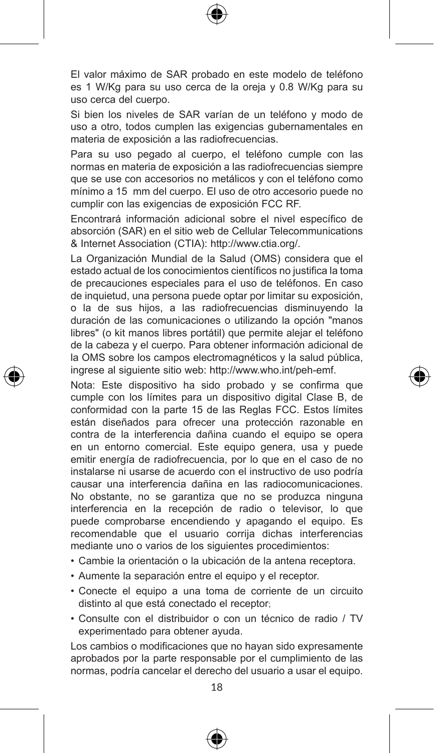El valor máximo de SAR probado en este modelo de teléfono es 1 W/Kg para su uso cerca de la oreja y 0.8 W/Kg para su uso cerca del cuerpo.

Si bien los niveles de SAR varían de un teléfono y modo de uso a otro, todos cumplen las exigencias gubernamentales en materia de exposición a las radiofrecuencias.

Para su uso pegado al cuerpo, el teléfono cumple con las normas en materia de exposición a las radiofrecuencias siempre que se use con accesorios no metálicos y con el teléfono como mínimo a 15 mm del cuerpo. El uso de otro accesorio puede no cumplir con las exigencias de exposición FCC RF.

Encontrará información adicional sobre el nivel específico de absorción (SAR) en el sitio web de Cellular Telecommunications & Internet Association (CTIA): http://www.ctia.org/.

La Organización Mundial de la Salud (OMS) considera que el estado actual de los conocimientos científicos no justifica la toma de precauciones especiales para el uso de teléfonos. En caso de inquietud, una persona puede optar por limitar su exposición, o la de sus hijos, a las radiofrecuencias disminuyendo la duración de las comunicaciones o utilizando la opción "manos libres" (o kit manos libres portátil) que permite alejar el teléfono de la cabeza y el cuerpo. Para obtener información adicional de la OMS sobre los campos electromagnéticos y la salud pública, ingrese al siguiente sitio web: http://www.who.int/peh-emf.

Nota: Este dispositivo ha sido probado y se confirma que cumple con los límites para un dispositivo digital Clase B, de conformidad con la parte 15 de las Reglas FCC. Estos límites están diseñados para ofrecer una protección razonable en contra de la interferencia dañina cuando el equipo se opera en un entorno comercial. Este equipo genera, usa y puede emitir energía de radiofrecuencia, por lo que en el caso de no instalarse ni usarse de acuerdo con el instructivo de uso podría causar una interferencia dañina en las radiocomunicaciones. No obstante, no se garantiza que no se produzca ninguna interferencia en la recepción de radio o televisor, lo que puede comprobarse encendiendo y apagando el equipo. Es recomendable que el usuario corrija dichas interferencias mediante uno o varios de los siguientes procedimientos:

- Cambie la orientación o la ubicación de la antena receptora.
- Aumente la separación entre el equipo y el receptor.
- Conecte el equipo a una toma de corriente de un circuito distinto al que está conectado el receptor;
- Consulte con el distribuidor o con un técnico de radio / TV experimentado para obtener ayuda.

Los cambios o modificaciones que no hayan sido expresamente aprobados por la parte responsable por el cumplimiento de las normas, podría cancelar el derecho del usuario a usar el equipo.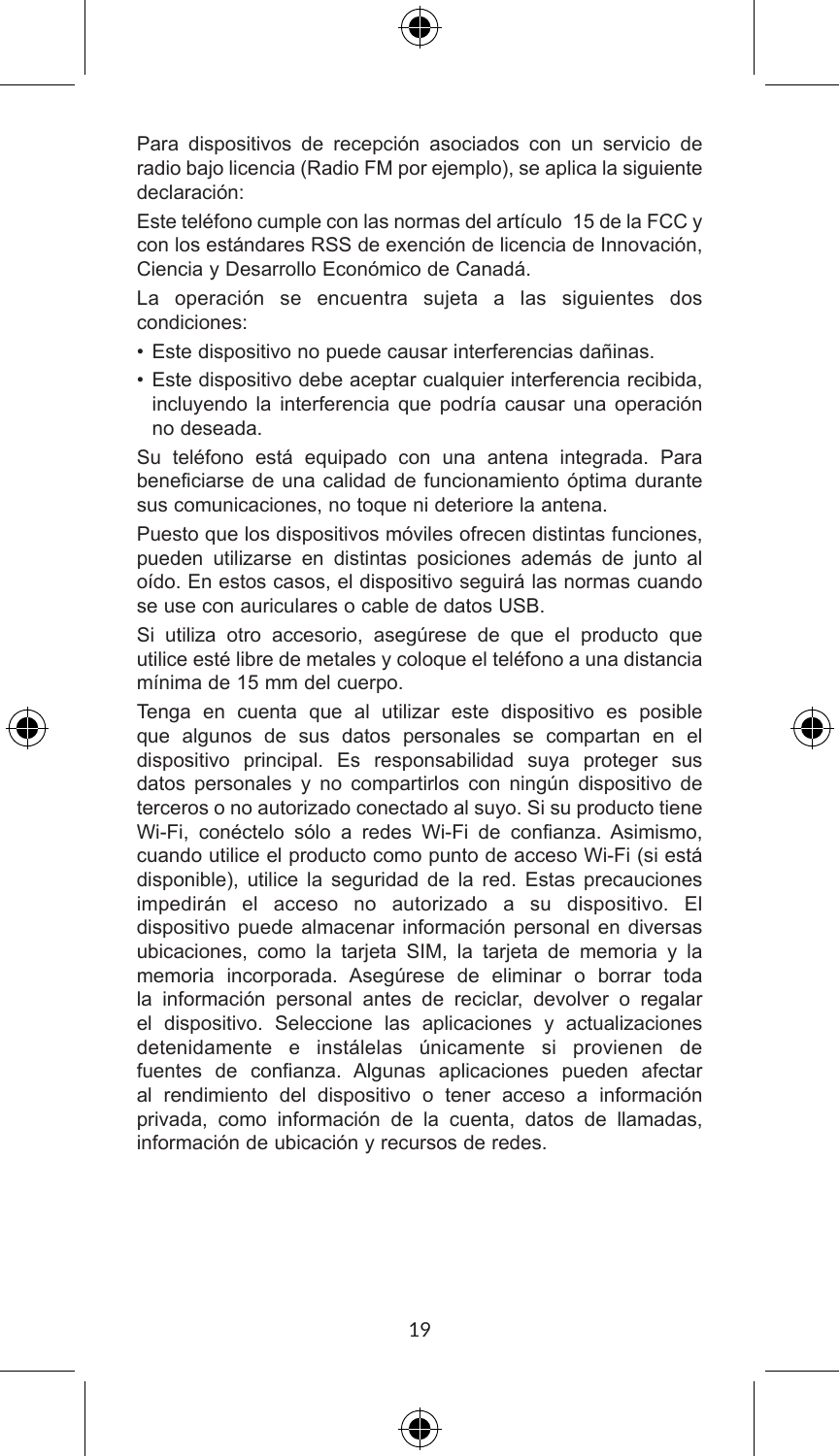Para dispositivos de recepción asociados con un servicio de radio bajo licencia (Radio FM por ejemplo), se aplica la siguiente declaración:

Este teléfono cumple con las normas del artículo 15 de la FCC y con los estándares RSS de exención de licencia de Innovación, Ciencia y Desarrollo Económico de Canadá.

La operación se encuentra sujeta a las siguientes dos condiciones:

- Este dispositivo no puede causar interferencias dañinas.
- Este dispositivo debe aceptar cualquier interferencia recibida, incluyendo la interferencia que podría causar una operación no deseada.

Su teléfono está equipado con una antena integrada. Para beneficiarse de una calidad de funcionamiento óptima durante sus comunicaciones, no toque ni deteriore la antena.

Puesto que los dispositivos móviles ofrecen distintas funciones, pueden utilizarse en distintas posiciones además de junto al oído. En estos casos, el dispositivo seguirá las normas cuando se use con auriculares o cable de datos USB.

Si utiliza otro accesorio, asegúrese de que el producto que utilice esté libre de metales y coloque el teléfono a una distancia mínima de 15 mm del cuerpo.

Tenga en cuenta que al utilizar este dispositivo es posible que algunos de sus datos personales se compartan en el dispositivo principal. Es responsabilidad suya proteger sus datos personales y no compartirlos con ningún dispositivo de terceros o no autorizado conectado al suyo. Si su producto tiene Wi-Fi, conéctelo sólo a redes Wi-Fi de confianza. Asimismo, cuando utilice el producto como punto de acceso Wi-Fi (si está disponible), utilice la seguridad de la red. Estas precauciones impedirán el acceso no autorizado a su dispositivo. El dispositivo puede almacenar información personal en diversas ubicaciones, como la tarjeta SIM, la tarjeta de memoria y la memoria incorporada. Asegúrese de eliminar o borrar toda la información personal antes de reciclar, devolver o regalar el dispositivo. Seleccione las aplicaciones y actualizaciones detenidamente e instálelas únicamente si provienen de fuentes de confianza. Algunas aplicaciones pueden afectar al rendimiento del dispositivo o tener acceso a información privada, como información de la cuenta, datos de llamadas, información de ubicación y recursos de redes.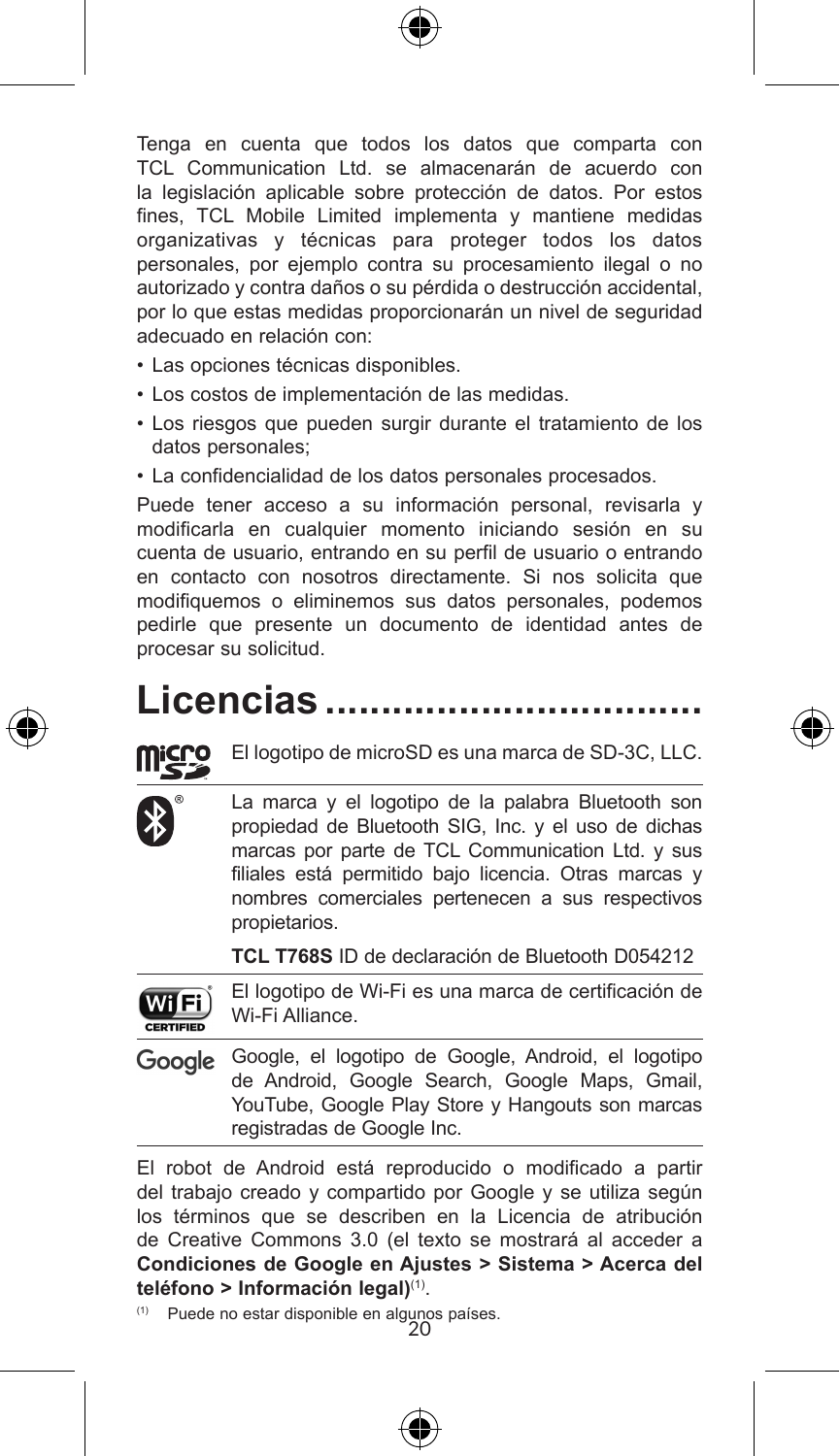Tenga en cuenta que todos los datos que comparta con TCL Communication Ltd. se almacenarán de acuerdo con la legislación aplicable sobre protección de datos. Por estos fines, TCL Mobile Limited implementa y mantiene medidas organizativas y técnicas para proteger todos los datos personales, por ejemplo contra su procesamiento ilegal o no autorizado y contra daños o su pérdida o destrucción accidental, por lo que estas medidas proporcionarán un nivel de seguridad adecuado en relación con:

- Las opciones técnicas disponibles.
- Los costos de implementación de las medidas.
- Los riesgos que pueden surgir durante el tratamiento de los datos personales;
- La confidencialidad de los datos personales procesados.

Puede tener acceso a su información personal, revisarla y modificarla en cualquier momento iniciando sesión en su cuenta de usuario, entrando en su perfil de usuario o entrando en contacto con nosotros directamente. Si nos solicita que modifiquemos o eliminemos sus datos personales, podemos pedirle que presente un documento de identidad antes de procesar su solicitud.

# Licencias .................................

El logotipo de microSD es una marca de SD-3C, LLC.

La marca y el logotipo de la palabra Bluetooth son propiedad de Bluetooth SIG, Inc. y el uso de dichas marcas por parte de TCL Communication Ltd. y sus filiales está permitido bajo licencia. Otras marcas y nombres comerciales pertenecen a sus respectivos propietarios.

**TCL T768S** ID de declaración de Bluetooth D054212

El logotipo de Wi-Fi es una marca de certificación de Wi-Fi Alliance.

Google, el logotipo de Google, Android, el logotipo de Android, Google Search, Google Maps, Gmail, YouTube, Google Play Store y Hangouts son marcas registradas de Google Inc.

El robot de Android está reproducido o modificado a partir del trabajo creado y compartido por Google y se utiliza según los términos que se describen en la Licencia de atribución de Creative Commons 3.0 (el texto se mostrará al acceder a **Condiciones de Google en Ajustes > Sistema > Acerca del teléfono > Información legal)**[(1)].

[(1)] Puede no estar disponible en algunos países.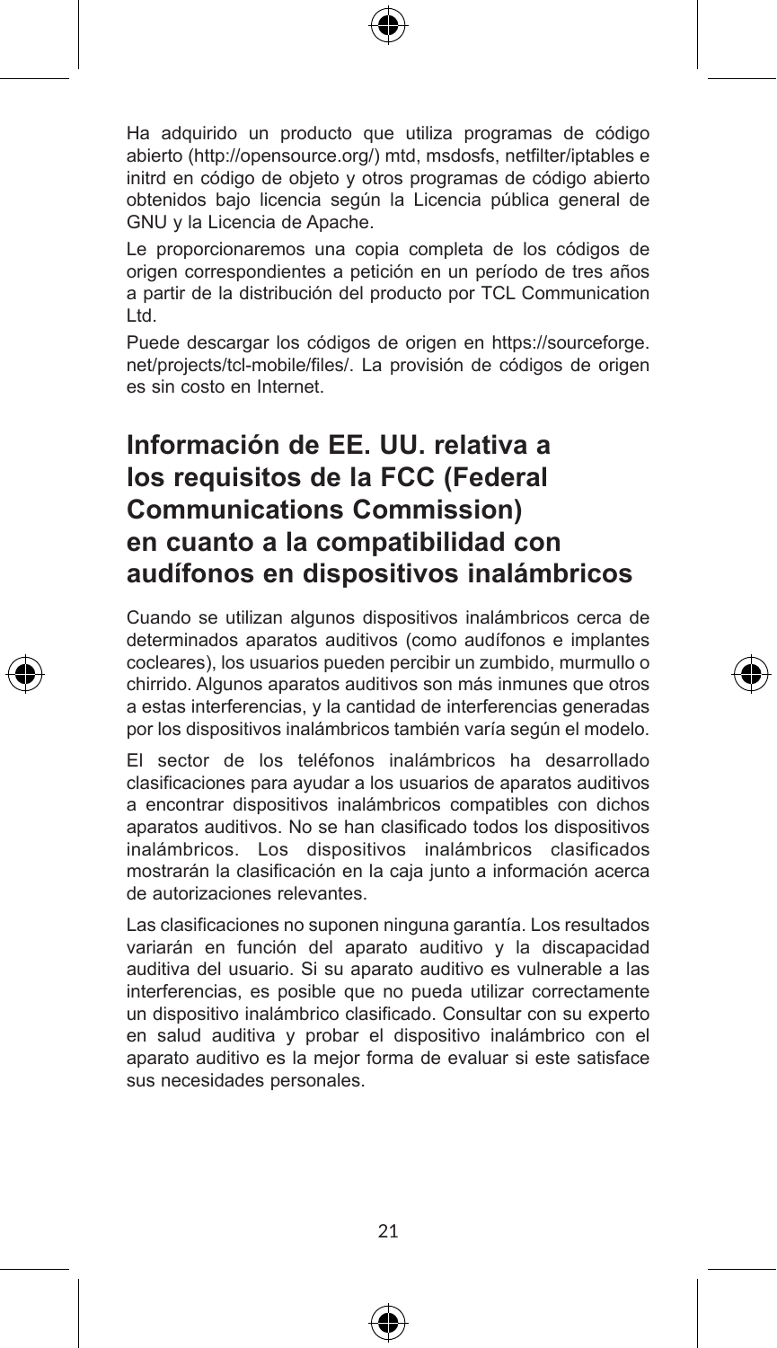Ha adquirido un producto que utiliza programas de código abierto (http://opensource.org/) mtd, msdosfs, netfilter/iptables e initrd en código de objeto y otros programas de código abierto obtenidos bajo licencia según la Licencia pública general de GNU y la Licencia de Apache.

Le proporcionaremos una copia completa de los códigos de origen correspondientes a petición en un período de tres años a partir de la distribución del producto por TCL Communication Ltd.

Puede descargar los códigos de origen en https://sourceforge.net/projects/tcl-mobile/files/. La provisión de códigos de origen es sin costo en Internet.

## Información de EE. UU. relativa a los requisitos de la FCC (Federal Communications Commission) en cuanto a la compatibilidad con audífonos en dispositivos inalámbricos

Cuando se utilizan algunos dispositivos inalámbricos cerca de determinados aparatos auditivos (como audífonos e implantes cocleares), los usuarios pueden percibir un zumbido, murmullo o chirrido. Algunos aparatos auditivos son más inmunes que otros a estas interferencias, y la cantidad de interferencias generadas por los dispositivos inalámbricos también varía según el modelo.

El sector de los teléfonos inalámbricos ha desarrollado clasificaciones para ayudar a los usuarios de aparatos auditivos a encontrar dispositivos inalámbricos compatibles con dichos aparatos auditivos. No se han clasificado todos los dispositivos inalámbricos. Los dispositivos inalámbricos clasificados mostrarán la clasificación en la caja junto a información acerca de autorizaciones relevantes.

Las clasificaciones no suponen ninguna garantía. Los resultados variarán en función del aparato auditivo y la discapacidad auditiva del usuario. Si su aparato auditivo es vulnerable a las interferencias, es posible que no pueda utilizar correctamente un dispositivo inalámbrico clasificado. Consultar con su experto en salud auditiva y probar el dispositivo inalámbrico con el aparato auditivo es la mejor forma de evaluar si este satisface sus necesidades personales.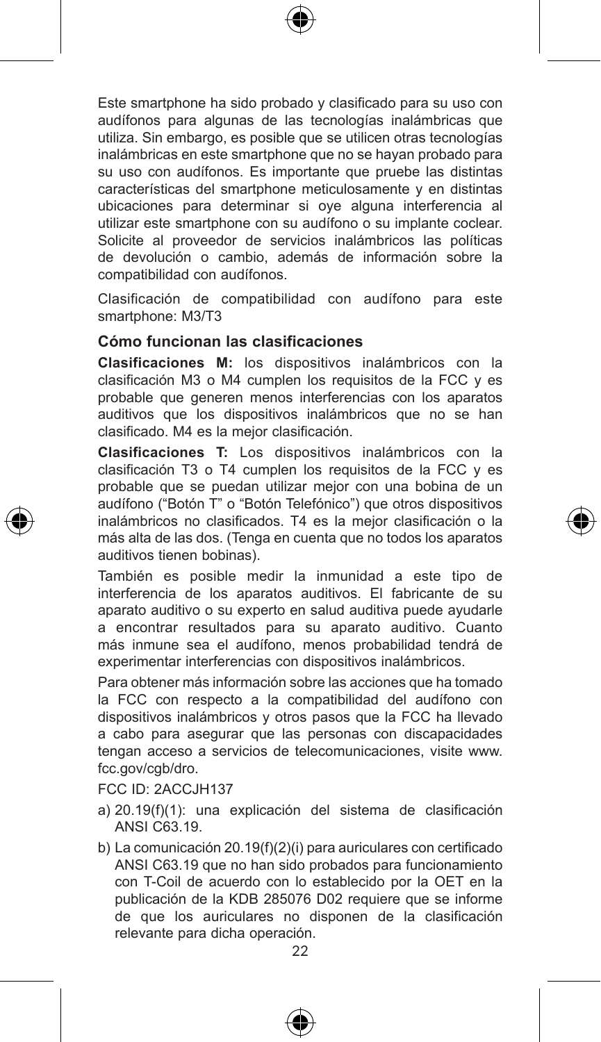Este smartphone ha sido probado y clasificado para su uso con audífonos para algunas de las tecnologías inalámbricas que utiliza. Sin embargo, es posible que se utilicen otras tecnologías inalámbricas en este smartphone que no se hayan probado para su uso con audífonos. Es importante que pruebe las distintas características del smartphone meticulosamente y en distintas ubicaciones para determinar si oye alguna interferencia al utilizar este smartphone con su audífono o su implante coclear. Solicite al proveedor de servicios inalámbricos las políticas de devolución o cambio, además de información sobre la compatibilidad con audífonos.

Clasificación de compatibilidad con audífono para este smartphone: M3/T3

### Cómo funcionan las clasificaciones

**Clasificaciones M:** los dispositivos inalámbricos con la clasificación M3 o M4 cumplen los requisitos de la FCC y es probable que generen menos interferencias con los aparatos auditivos que los dispositivos inalámbricos que no se han clasificado. M4 es la mejor clasificación.

**Clasificaciones T:** Los dispositivos inalámbricos con la clasificación T3 o T4 cumplen los requisitos de la FCC y es probable que se puedan utilizar mejor con una bobina de un audífono ("Botón T" o "Botón Telefónico") que otros dispositivos inalámbricos no clasificados. T4 es la mejor clasificación o la más alta de las dos. (Tenga en cuenta que no todos los aparatos auditivos tienen bobinas).

También es posible medir la inmunidad a este tipo de interferencia de los aparatos auditivos. El fabricante de su aparato auditivo o su experto en salud auditiva puede ayudarle a encontrar resultados para su aparato auditivo. Cuanto más inmune sea el audífono, menos probabilidad tendrá de experimentar interferencias con dispositivos inalámbricos.

Para obtener más información sobre las acciones que ha tomado la FCC con respecto a la compatibilidad del audífono con dispositivos inalámbricos y otros pasos que la FCC ha llevado a cabo para asegurar que las personas con discapacidades tengan acceso a servicios de telecomunicaciones, visite www.fcc.gov/cgb/dro.

FCC ID: 2ACCJH137

a) 20.19(f)(1): una explicación del sistema de clasificación ANSI C63.19.
b) La comunicación 20.19(f)(2)(i) para auriculares con certificado ANSI C63.19 que no han sido probados para funcionamiento con T-Coil de acuerdo con lo establecido por la OET en la publicación de la KDB 285076 D02 requiere que se informe de que los auriculares no disponen de la clasificación relevante para dicha operación.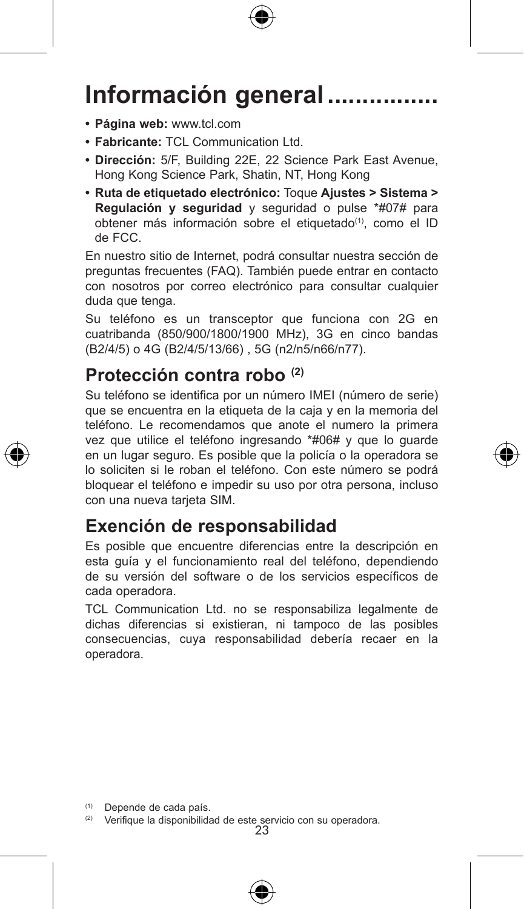# Información general...............

- **Página web:** www.tcl.com
- **Fabricante:** TCL Communication Ltd.
- **Dirección:** 5/F, Building 22E, 22 Science Park East Avenue, Hong Kong Science Park, Shatin, NT, Hong Kong
- **Ruta de etiquetado electrónico:** Toque **Ajustes > Sistema > Regulación y seguridad** y seguridad o pulse *#07# para obtener más información sobre el etiquetado[1], como el ID de FCC.

En nuestro sitio de Internet, podrá consultar nuestra sección de preguntas frecuentes (FAQ). También puede entrar en contacto con nosotros por correo electrónico para consultar cualquier duda que tenga.

Su teléfono es un transceptor que funciona con 2G en cuatribanda (850/900/1800/1900 MHz), 3G en cinco bandas (B2/4/5) o 4G (B2/4/5/13/66) , 5G (n2/n5/n66/n77).

## Protección contra robo [2]

Su teléfono se identifica por un número IMEI (número de serie) que se encuentra en la etiqueta de la caja y en la memoria del teléfono. Le recomendamos que anote el numero la primera vez que utilice el teléfono ingresando *#06# y que lo guarde en un lugar seguro. Es posible que la policía o la operadora se lo soliciten si le roban el teléfono. Con este número se podrá bloquear el teléfono e impedir su uso por otra persona, incluso con una nueva tarjeta SIM.

## Exención de responsabilidad

Es posible que encuentre diferencias entre la descripción en esta guía y el funcionamiento real del teléfono, dependiendo de su versión del software o de los servicios específicos de cada operadora.

TCL Communication Ltd. no se responsabiliza legalmente de dichas diferencias si existieran, ni tampoco de las posibles consecuencias, cuya responsabilidad debería recaer en la operadora.

[1] Depende de cada país.

[2] Verifique la disponibilidad de este servicio con su operadora.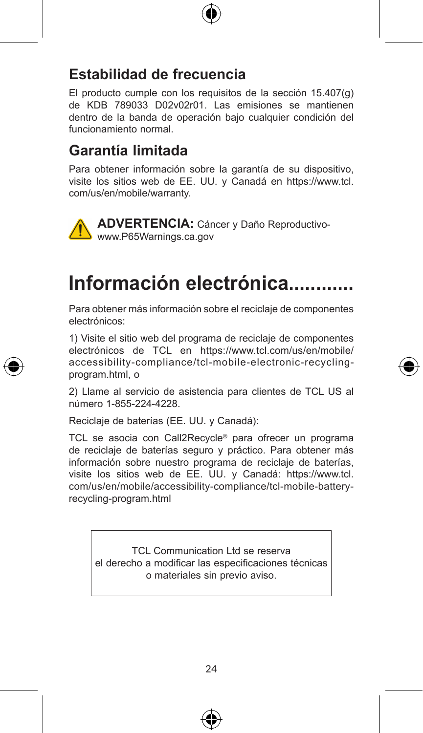## Estabilidad de frecuencia

El producto cumple con los requisitos de la sección 15.407(g) de KDB 789033 D02v02r01. Las emisiones se mantienen dentro de la banda de operación bajo cualquier condición del funcionamiento normal.

## Garantía limitada

Para obtener información sobre la garantía de su dispositivo, visite los sitios web de EE. UU. y Canadá en https://www.tcl.com/us/en/mobile/warranty.

**ADVERTENCIA:** Cáncer y Daño Reproductivo- www.P65Warnings.ca.gov

# Información electrónica............

Para obtener más información sobre el reciclaje de componentes electrónicos:

1) Visite el sitio web del programa de reciclaje de componentes electrónicos de TCL en https://www.tcl.com/us/en/mobile/accessibility-compliance/tcl-mobile-electronic-recycling-program.html, o

2) Llame al servicio de asistencia para clientes de TCL US al número 1-855-224-4228.

Reciclaje de baterías (EE. UU. y Canadá):

TCL se asocia con Call2Recycle® para ofrecer un programa de reciclaje de baterías seguro y práctico. Para obtener más información sobre nuestro programa de reciclaje de baterías, visite los sitios web de EE. UU. y Canadá: https://www.tcl.com/us/en/mobile/accessibility-compliance/tcl-mobile-battery-recycling-program.html

TCL Communication Ltd se reserva el derecho a modificar las especificaciones técnicas o materiales sin previo aviso.